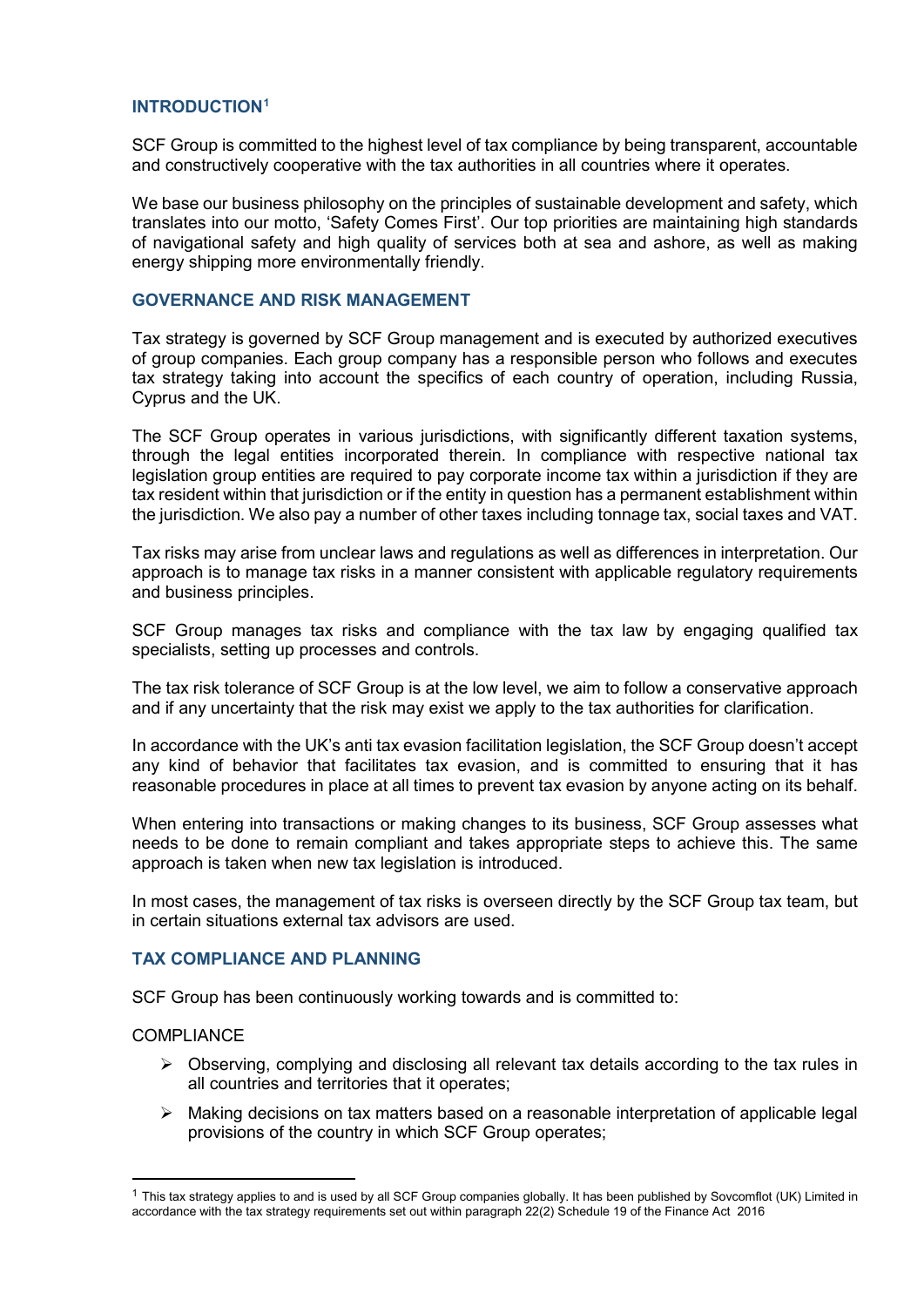## INTRODUCTION[1]

SCF Group is committed to the highest level of tax compliance by being transparent, accountable and constructively cooperative with the tax authorities in all countries where it operates.

We base our business philosophy on the principles of sustainable development and safety, which translates into our motto, 'Safety Comes First'. Our top priorities are maintaining high standards of navigational safety and high quality of services both at sea and ashore, as well as making energy shipping more environmentally friendly.

## GOVERNANCE AND RISK MANAGEMENT

Tax strategy is governed by SCF Group management and is executed by authorized executives of group companies. Each group company has a responsible person who follows and executes tax strategy taking into account the specifics of each country of operation, including Russia, Cyprus and the UK.

The SCF Group operates in various jurisdictions, with significantly different taxation systems, through the legal entities incorporated therein. In compliance with respective national tax legislation group entities are required to pay corporate income tax within a jurisdiction if they are tax resident within that jurisdiction or if the entity in question has a permanent establishment within the jurisdiction. We also pay a number of other taxes including tonnage tax, social taxes and VAT.

Tax risks may arise from unclear laws and regulations as well as differences in interpretation. Our approach is to manage tax risks in a manner consistent with applicable regulatory requirements and business principles.

SCF Group manages tax risks and compliance with the tax law by engaging qualified tax specialists, setting up processes and controls.

The tax risk tolerance of SCF Group is at the low level, we aim to follow a conservative approach and if any uncertainty that the risk may exist we apply to the tax authorities for clarification.

In accordance with the UK's anti tax evasion facilitation legislation, the SCF Group doesn't accept any kind of behavior that facilitates tax evasion, and is committed to ensuring that it has reasonable procedures in place at all times to prevent tax evasion by anyone acting on its behalf.

When entering into transactions or making changes to its business, SCF Group assesses what needs to be done to remain compliant and takes appropriate steps to achieve this. The same approach is taken when new tax legislation is introduced.

In most cases, the management of tax risks is overseen directly by the SCF Group tax team, but in certain situations external tax advisors are used.

## TAX COMPLIANCE AND PLANNING

SCF Group has been continuously working towards and is committed to:

COMPLIANCE

- Observing, complying and disclosing all relevant tax details according to the tax rules in all countries and territories that it operates;
- Making decisions on tax matters based on a reasonable interpretation of applicable legal provisions of the country in which SCF Group operates;

---

[1] This tax strategy applies to and is used by all SCF Group companies globally. It has been published by Sovcomflot (UK) Limited in accordance with the tax strategy requirements set out within paragraph 22(2) Schedule 19 of the Finance Act 2016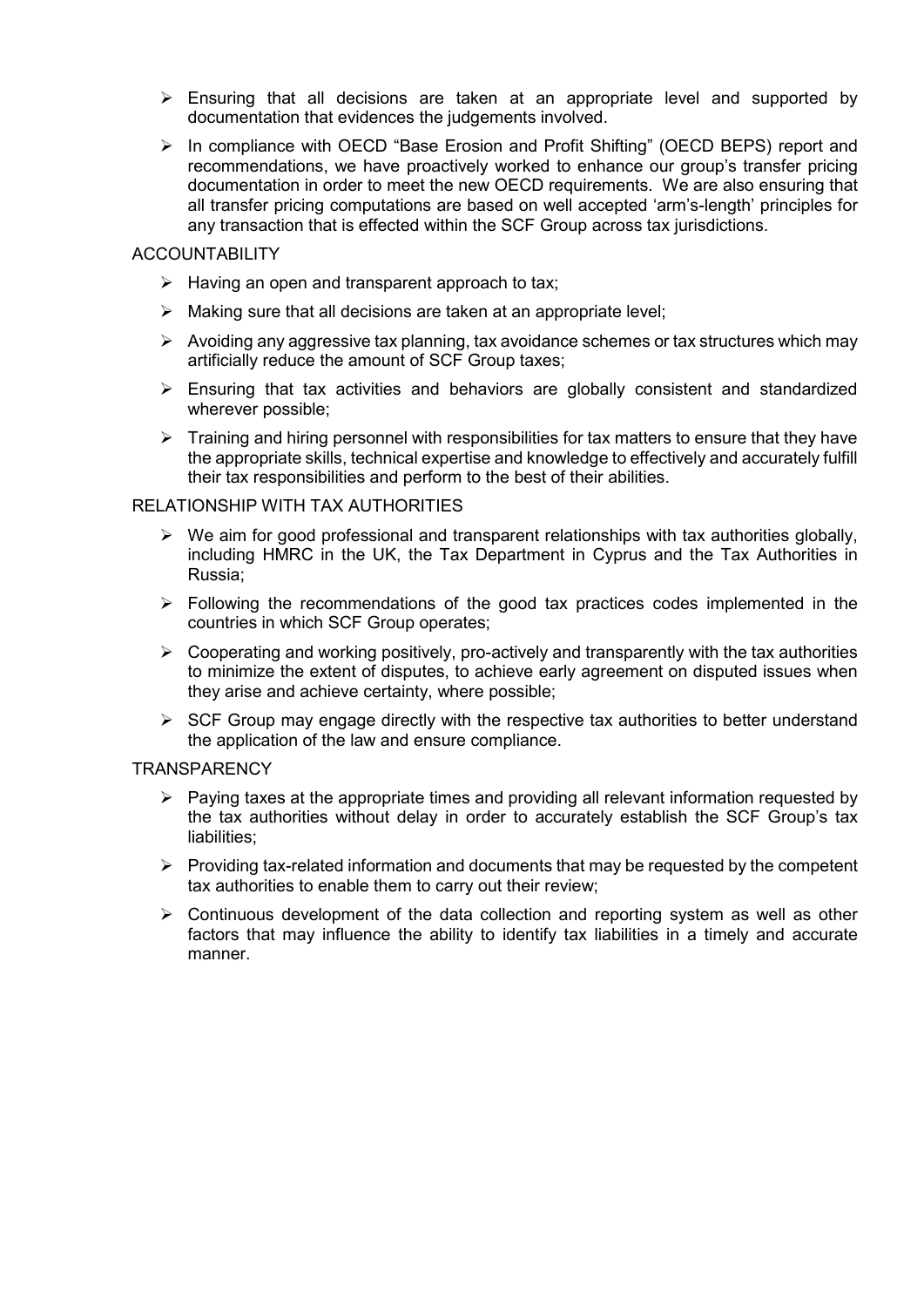- Ensuring that all decisions are taken at an appropriate level and supported by documentation that evidences the judgements involved.
- In compliance with OECD "Base Erosion and Profit Shifting" (OECD BEPS) report and recommendations, we have proactively worked to enhance our group's transfer pricing documentation in order to meet the new OECD requirements. We are also ensuring that all transfer pricing computations are based on well accepted 'arm's-length' principles for any transaction that is effected within the SCF Group across tax jurisdictions.

ACCOUNTABILITY

- Having an open and transparent approach to tax;
- Making sure that all decisions are taken at an appropriate level;
- Avoiding any aggressive tax planning, tax avoidance schemes or tax structures which may artificially reduce the amount of SCF Group taxes;
- Ensuring that tax activities and behaviors are globally consistent and standardized wherever possible;
- Training and hiring personnel with responsibilities for tax matters to ensure that they have the appropriate skills, technical expertise and knowledge to effectively and accurately fulfill their tax responsibilities and perform to the best of their abilities.

RELATIONSHIP WITH TAX AUTHORITIES

- We aim for good professional and transparent relationships with tax authorities globally, including HMRC in the UK, the Tax Department in Cyprus and the Tax Authorities in Russia;
- Following the recommendations of the good tax practices codes implemented in the countries in which SCF Group operates;
- Cooperating and working positively, pro-actively and transparently with the tax authorities to minimize the extent of disputes, to achieve early agreement on disputed issues when they arise and achieve certainty, where possible;
- SCF Group may engage directly with the respective tax authorities to better understand the application of the law and ensure compliance.

TRANSPARENCY

- Paying taxes at the appropriate times and providing all relevant information requested by the tax authorities without delay in order to accurately establish the SCF Group's tax liabilities;
- Providing tax-related information and documents that may be requested by the competent tax authorities to enable them to carry out their review;
- Continuous development of the data collection and reporting system as well as other factors that may influence the ability to identify tax liabilities in a timely and accurate manner.